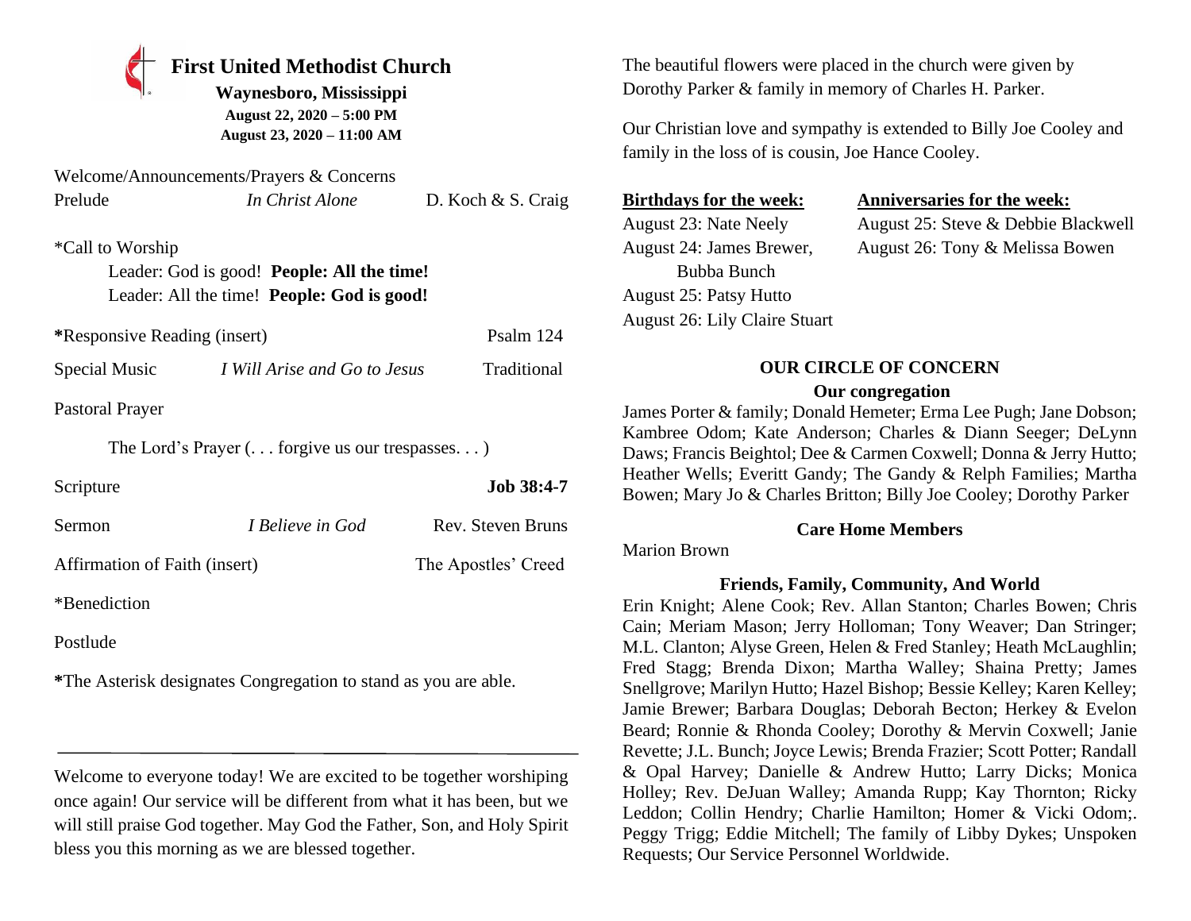# First United Methodist Church

**Waynesboro, Mississippi**

**August 22, 2020 – 5:00 PM**
**August 23, 2020 – 11:00 AM**

Welcome/Announcements/Prayers & Concerns

Prelude — *In Christ Alone* — D. Koch & S. Craig

*Call to Worship

Leader: God is good! **People: All the time!**
Leader: All the time! **People: God is good!**

***Responsive Reading (insert)** — Psalm 124

Special Music — *I Will Arise and Go to Jesus* — Traditional

Pastoral Prayer

The Lord's Prayer (. . . forgive us our trespasses. . . )

Scripture — **Job 38:4-7**

Sermon — *I Believe in God* — Rev. Steven Bruns

Affirmation of Faith (insert) — The Apostles' Creed

*Benediction

Postlude

***The Asterisk designates Congregation to stand as you are able.**

---

Welcome to everyone today! We are excited to be together worshiping once again! Our service will be different from what it has been, but we will still praise God together. May God the Father, Son, and Holy Spirit bless you this morning as we are blessed together.

The beautiful flowers were placed in the church were given by Dorothy Parker & family in memory of Charles H. Parker.

Our Christian love and sympathy is extended to Billy Joe Cooley and family in the loss of is cousin, Joe Hance Cooley.

**Birthdays for the week:**

August 23: Nate Neely
August 24: James Brewer, Bubba Bunch
August 25: Patsy Hutto
August 26: Lily Claire Stuart

**Anniversaries for the week:**

August 25: Steve & Debbie Blackwell
August 26: Tony & Melissa Bowen

## OUR CIRCLE OF CONCERN

### Our congregation

James Porter & family; Donald Hemeter; Erma Lee Pugh; Jane Dobson; Kambree Odom; Kate Anderson; Charles & Diann Seeger; DeLynn Daws; Francis Beightol; Dee & Carmen Coxwell; Donna & Jerry Hutto; Heather Wells; Everitt Gandy; The Gandy & Relph Families; Martha Bowen; Mary Jo & Charles Britton; Billy Joe Cooley; Dorothy Parker

### Care Home Members

Marion Brown

### Friends, Family, Community, And World

Erin Knight; Alene Cook; Rev. Allan Stanton; Charles Bowen; Chris Cain; Meriam Mason; Jerry Holloman; Tony Weaver; Dan Stringer; M.L. Clanton; Alyse Green, Helen & Fred Stanley; Heath McLaughlin; Fred Stagg; Brenda Dixon; Martha Walley; Shaina Pretty; James Snellgrove; Marilyn Hutto; Hazel Bishop; Bessie Kelley; Karen Kelley; Jamie Brewer; Barbara Douglas; Deborah Becton; Herkey & Evelon Beard; Ronnie & Rhonda Cooley; Dorothy & Mervin Coxwell; Janie Revette; J.L. Bunch; Joyce Lewis; Brenda Frazier; Scott Potter; Randall & Opal Harvey; Danielle & Andrew Hutto; Larry Dicks; Monica Holley; Rev. DeJuan Walley; Amanda Rupp; Kay Thornton; Ricky Leddon; Collin Hendry; Charlie Hamilton; Homer & Vicki Odom;. Peggy Trigg; Eddie Mitchell; The family of Libby Dykes; Unspoken Requests; Our Service Personnel Worldwide.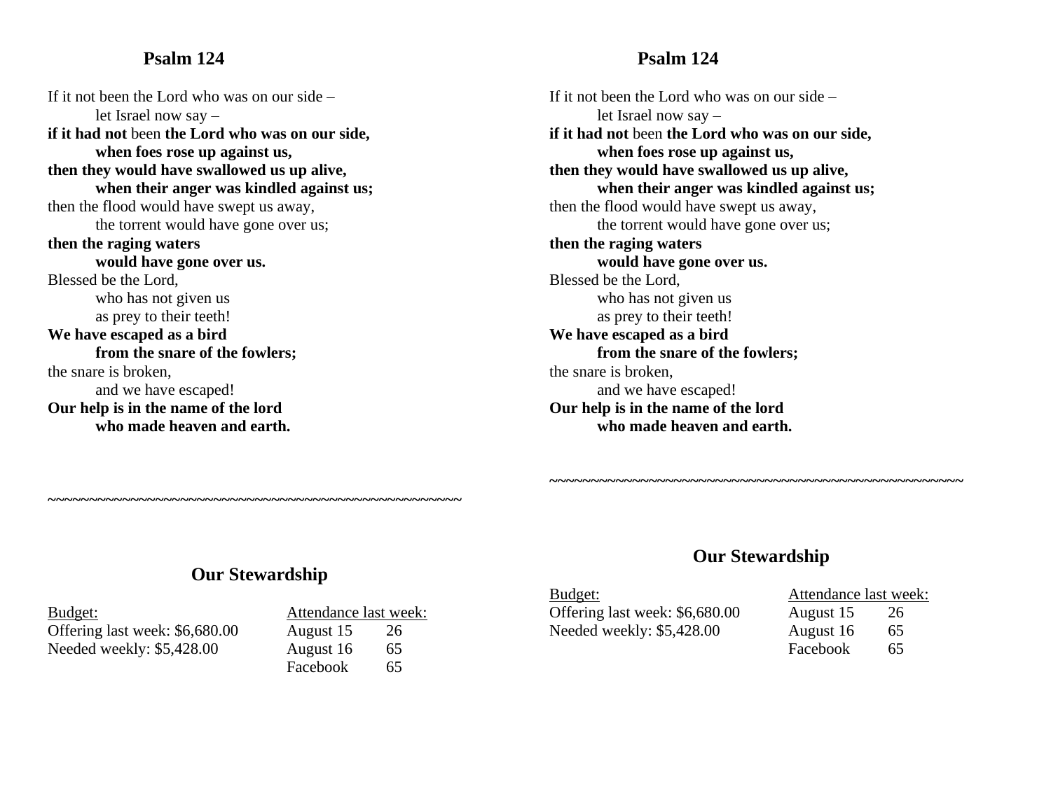## Psalm 124

If it not been the Lord who was on our side –
let Israel now say –
**if it had not** been **the Lord who was on our side,**
**when foes rose up against us,**
**then they would have swallowed us up alive,**
**when their anger was kindled against us;**
then the flood would have swept us away,
the torrent would have gone over us;
**then the raging waters**
**would have gone over us.**
Blessed be the Lord,
who has not given us
as prey to their teeth!
**We have escaped as a bird**
**from the snare of the fowlers;**
the snare is broken,
and we have escaped!
**Our help is in the name of the lord**
**who made heaven and earth.**

~~~~~~~~~~~~~~~~~~~~~~~~~~~~~~~~~~~~~~~~~~~~~~~~~~~~~~~~

## Our Stewardship

| Budget: | Attendance last week: | |
|---|---|---|
| Offering last week: $6,680.00 | August 15 | 26 |
| Needed weekly: $5,428.00 | August 16 | 65 |
| | Facebook | 65 |

## Psalm 124

If it not been the Lord who was on our side –
let Israel now say –
**if it had not** been **the Lord who was on our side,**
**when foes rose up against us,**
**then they would have swallowed us up alive,**
**when their anger was kindled against us;**
then the flood would have swept us away,
the torrent would have gone over us;
**then the raging waters**
**would have gone over us.**
Blessed be the Lord,
who has not given us
as prey to their teeth!
**We have escaped as a bird**
**from the snare of the fowlers;**
the snare is broken,
and we have escaped!
**Our help is in the name of the lord**
**who made heaven and earth.**

~~~~~~~~~~~~~~~~~~~~~~~~~~~~~~~~~~~~~~~~~~~~~~~~~~~~~~~~

## Our Stewardship

| Budget: | Attendance last week: | |
|---|---|---|
| Offering last week: $6,680.00 | August 15 | 26 |
| Needed weekly: $5,428.00 | August 16 | 65 |
| | Facebook | 65 |